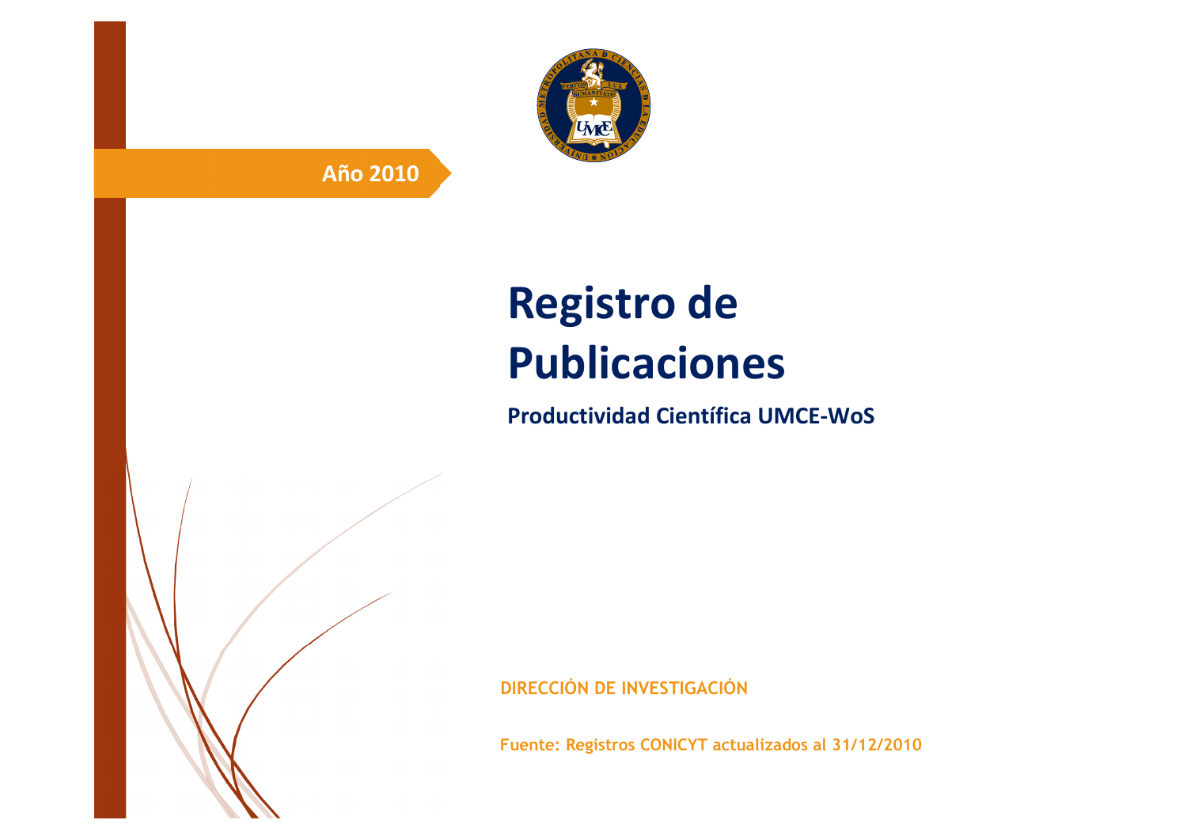**Año 2010**

# Registro de Publicaciones

## Productividad Científica UMCE-WoS

**DIRECCIÓN DE INVESTIGACIÓN**

**Fuente: Registros CONICYT actualizados al 31/12/2010**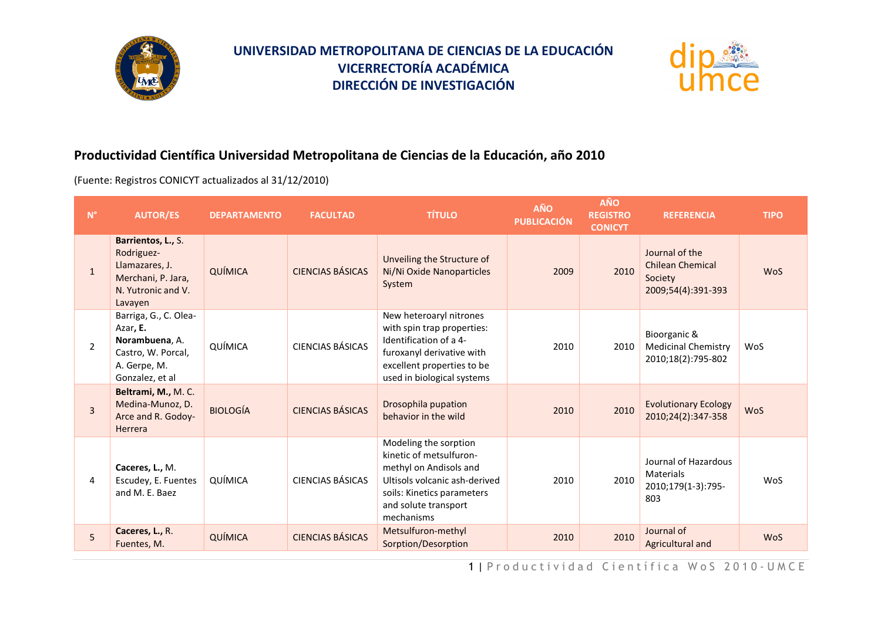# UNIVERSIDAD METROPOLITANA DE CIENCIAS DE LA EDUCACIÓN
# VICERRECTORÍA ACADÉMICA
# DIRECCIÓN DE INVESTIGACIÓN

## Productividad Científica Universidad Metropolitana de Ciencias de la Educación, año 2010

(Fuente: Registros CONICYT actualizados al 31/12/2010)

| N° | AUTOR/ES | DEPARTAMENTO | FACULTAD | TÍTULO | AÑO PUBLICACIÓN | AÑO REGISTRO CONICYT | REFERENCIA | TIPO |
|---|---|---|---|---|---|---|---|---|
| 1 | **Barrientos, L.,** S. Rodriguez-Llamazares, J. Merchani, P. Jara, N. Yutronic and V. Lavayen | QUÍMICA | CIENCIAS BÁSICAS | Unveiling the Structure of Ni/Ni Oxide Nanoparticles System | 2009 | 2010 | Journal of the Chilean Chemical Society 2009;54(4):391-393 | WoS |
| 2 | Barriga, G., C. Olea-Azar**, E. Norambuena**, A. Castro, W. Porcal, A. Gerpe, M. Gonzalez, et al | QUÍMICA | CIENCIAS BÁSICAS | New heteroaryl nitrones with spin trap properties: Identification of a 4-furoxanyl derivative with excellent properties to be used in biological systems | 2010 | 2010 | Bioorganic & Medicinal Chemistry 2010;18(2):795-802 | WoS |
| 3 | **Beltrami, M.,** M. C. Medina-Munoz, D. Arce and R. Godoy-Herrera | BIOLOGÍA | CIENCIAS BÁSICAS | Drosophila pupation behavior in the wild | 2010 | 2010 | Evolutionary Ecology 2010;24(2):347-358 | WoS |
| 4 | **Caceres, L.,** M. Escudey, E. Fuentes and M. E. Baez | QUÍMICA | CIENCIAS BÁSICAS | Modeling the sorption kinetic of metsulfuron-methyl on Andisols and Ultisols volcanic ash-derived soils: Kinetics parameters and solute transport mechanisms | 2010 | 2010 | Journal of Hazardous Materials 2010;179(1-3):795-803 | WoS |
| 5 | **Caceres, L.,** R. Fuentes, M. | QUÍMICA | CIENCIAS BÁSICAS | Metsulfuron-methyl Sorption/Desorption | 2010 | 2010 | Journal of Agricultural and | WoS |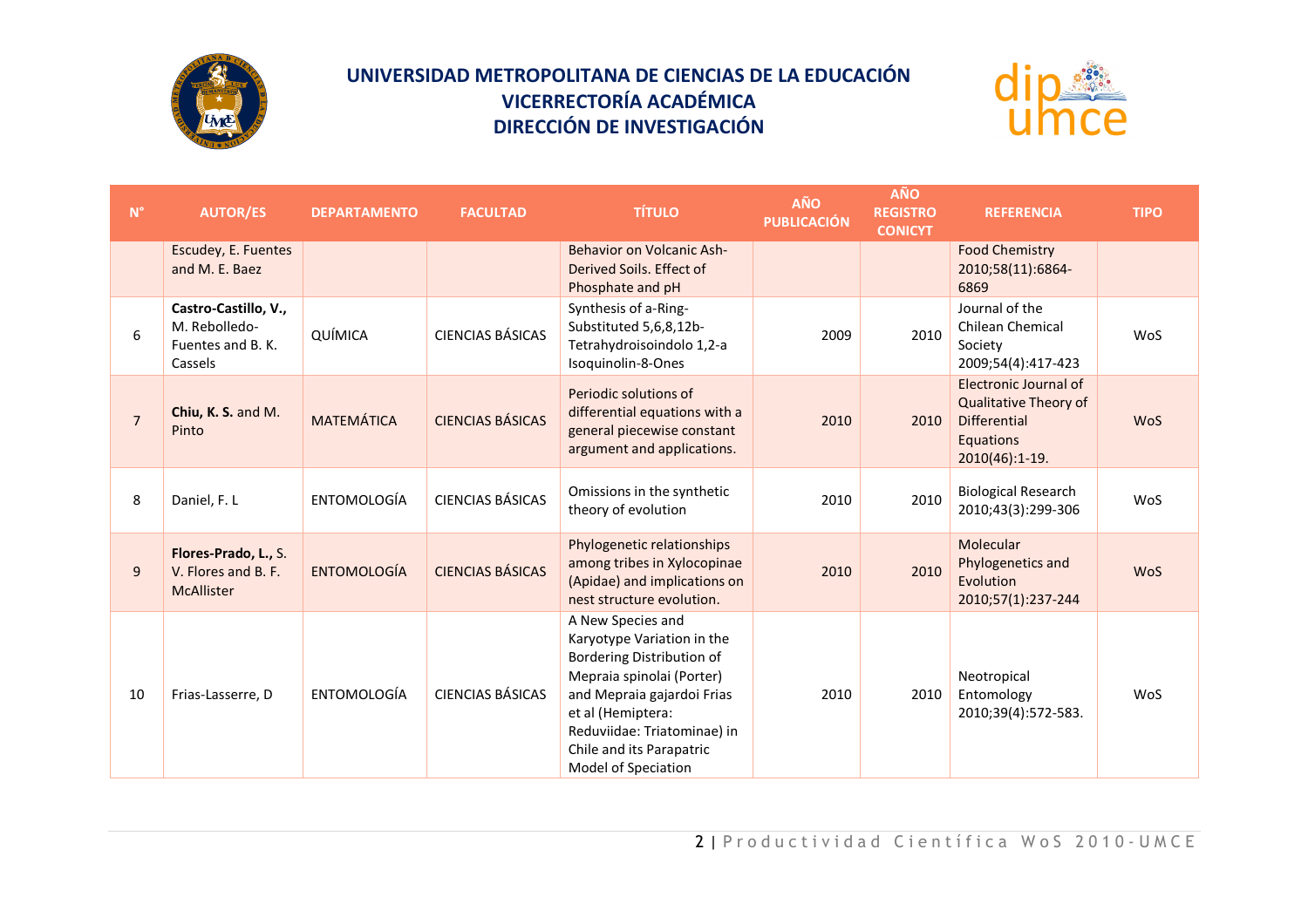# UNIVERSIDAD METROPOLITANA DE CIENCIAS DE LA EDUCACIÓN
## VICERRECTORÍA ACADÉMICA
## DIRECCIÓN DE INVESTIGACIÓN

| N° | AUTOR/ES | DEPARTAMENTO | FACULTAD | TÍTULO | AÑO PUBLICACIÓN | AÑO REGISTRO CONICYT | REFERENCIA | TIPO |
|---|---|---|---|---|---|---|---|---|
| | Escudey, E. Fuentes and M. E. Baez | | | Behavior on Volcanic Ash-Derived Soils. Effect of Phosphate and pH | | | Food Chemistry 2010;58(11):6864-6869 | |
| 6 | **Castro-Castillo, V.,** M. Rebolledo-Fuentes and B. K. Cassels | QUÍMICA | CIENCIAS BÁSICAS | Synthesis of a-Ring-Substituted 5,6,8,12b-Tetrahydroisoindolo 1,2-a Isoquinolin-8-Ones | 2009 | 2010 | Journal of the Chilean Chemical Society 2009;54(4):417-423 | WoS |
| 7 | **Chiu, K. S.** and M. Pinto | MATEMÁTICA | CIENCIAS BÁSICAS | Periodic solutions of differential equations with a general piecewise constant argument and applications. | 2010 | 2010 | Electronic Journal of Qualitative Theory of Differential Equations 2010(46):1-19. | WoS |
| 8 | Daniel, F. L | ENTOMOLOGÍA | CIENCIAS BÁSICAS | Omissions in the synthetic theory of evolution | 2010 | 2010 | Biological Research 2010;43(3):299-306 | WoS |
| 9 | **Flores-Prado, L.,** S. V. Flores and B. F. McAllister | ENTOMOLOGÍA | CIENCIAS BÁSICAS | Phylogenetic relationships among tribes in Xylocopinae (Apidae) and implications on nest structure evolution. | 2010 | 2010 | Molecular Phylogenetics and Evolution 2010;57(1):237-244 | WoS |
| 10 | Frias-Lasserre, D | ENTOMOLOGÍA | CIENCIAS BÁSICAS | A New Species and Karyotype Variation in the Bordering Distribution of Mepraia spinolai (Porter) and Mepraia gajardoi Frias et al (Hemiptera: Reduviidae: Triatominae) in Chile and its Parapatric Model of Speciation | 2010 | 2010 | Neotropical Entomology 2010;39(4):572-583. | WoS |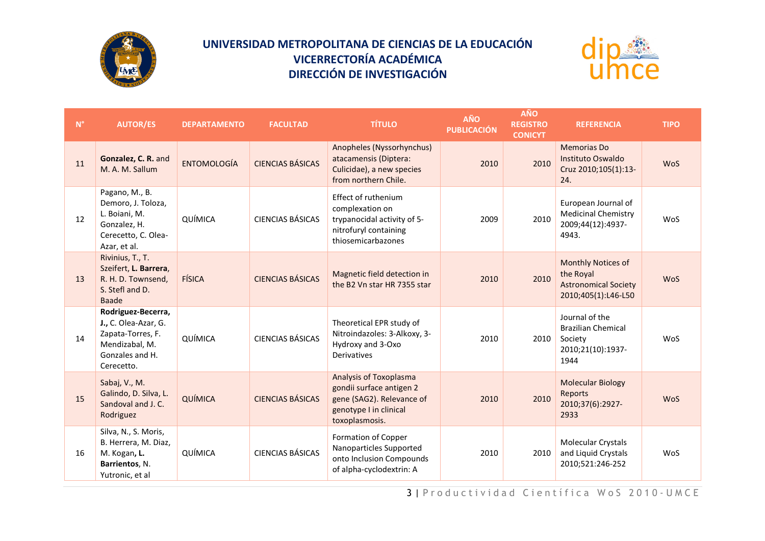# UNIVERSIDAD METROPOLITANA DE CIENCIAS DE LA EDUCACIÓN
## VICERRECTORÍA ACADÉMICA
## DIRECCIÓN DE INVESTIGACIÓN

| N° | AUTOR/ES | DEPARTAMENTO | FACULTAD | TÍTULO | AÑO PUBLICACIÓN | AÑO REGISTRO CONICYT | REFERENCIA | TIPO |
|---|---|---|---|---|---|---|---|---|
| 11 | **Gonzalez, C. R.** and M. A. M. Sallum | ENTOMOLOGÍA | CIENCIAS BÁSICAS | Anopheles (Nyssorhynchus) atacamensis (Diptera: Culicidae), a new species from northern Chile. | 2010 | 2010 | Memorias Do Instituto Oswaldo Cruz 2010;105(1):13-24. | WoS |
| 12 | Pagano, M., B. Demoro, J. Toloza, L. Boiani, M. Gonzalez, H. Cerecetto, C. Olea-Azar, et al. | QUÍMICA | CIENCIAS BÁSICAS | Effect of ruthenium complexation on trypanocidal activity of 5-nitrofuryl containing thiosemicarbazones | 2009 | 2010 | European Journal of Medicinal Chemistry 2009;44(12):4937-4943. | WoS |
| 13 | Rivinius, T., T. Szeifert, **L. Barrera**, R. H. D. Townsend, S. Stefl and D. Baade | FÍSICA | CIENCIAS BÁSICAS | Magnetic field detection in the B2 Vn star HR 7355 star | 2010 | 2010 | Monthly Notices of the Royal Astronomical Society 2010;405(1):L46-L50 | WoS |
| 14 | **Rodriguez-Becerra, J.,** C. Olea-Azar, G. Zapata-Torres, F. Mendizabal, M. Gonzales and H. Cerecetto. | QUÍMICA | CIENCIAS BÁSICAS | Theoretical EPR study of Nitroindazoles: 3-Alkoxy, 3-Hydroxy and 3-Oxo Derivatives | 2010 | 2010 | Journal of the Brazilian Chemical Society 2010;21(10):1937-1944 | WoS |
| 15 | Sabaj, V., M. Galindo, D. Silva, L. Sandoval and J. C. Rodriguez | QUÍMICA | CIENCIAS BÁSICAS | Analysis of Toxoplasma gondii surface antigen 2 gene (SAG2). Relevance of genotype I in clinical toxoplasmosis. | 2010 | 2010 | Molecular Biology Reports 2010;37(6):2927-2933 | WoS |
| 16 | Silva, N., S. Moris, B. Herrera, M. Diaz, M. Kogan**, L. Barrientos**, N. Yutronic, et al | QUÍMICA | CIENCIAS BÁSICAS | Formation of Copper Nanoparticles Supported onto Inclusion Compounds of alpha-cyclodextrin: A | 2010 | 2010 | Molecular Crystals and Liquid Crystals 2010;521:246-252 | WoS |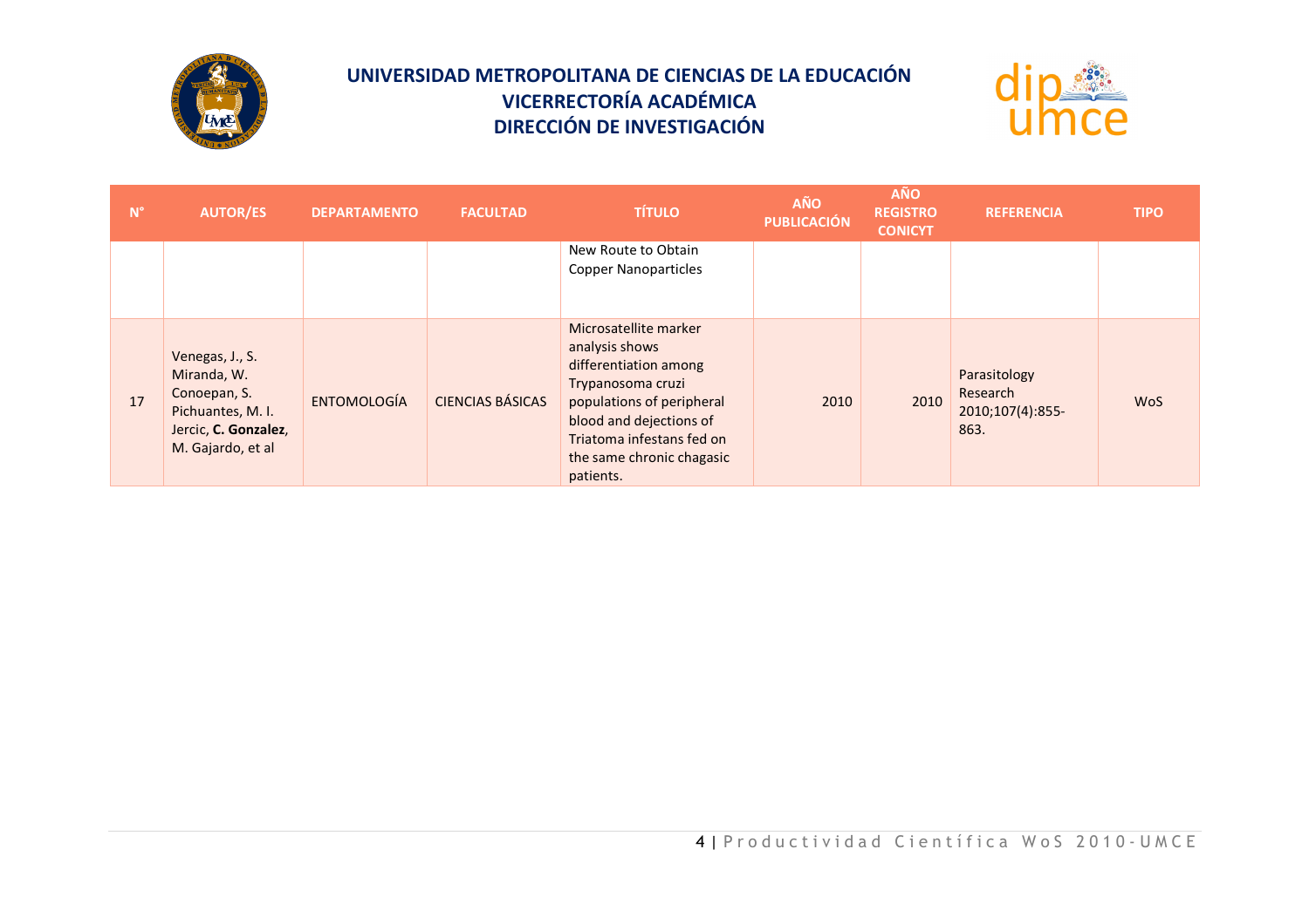# UNIVERSIDAD METROPOLITANA DE CIENCIAS DE LA EDUCACIÓN
## VICERRECTORÍA ACADÉMICA
## DIRECCIÓN DE INVESTIGACIÓN

| N° | AUTOR/ES | DEPARTAMENTO | FACULTAD | TÍTULO | AÑO PUBLICACIÓN | AÑO REGISTRO CONICYT | REFERENCIA | TIPO |
|---|---|---|---|---|---|---|---|---|
| | | | | New Route to Obtain Copper Nanoparticles | | | | |
| 17 | Venegas, J., S. Miranda, W. Conoepan, S. Pichuantes, M. I. Jercic, **C. Gonzalez**, M. Gajardo, et al | ENTOMOLOGÍA | CIENCIAS BÁSICAS | Microsatellite marker analysis shows differentiation among Trypanosoma cruzi populations of peripheral blood and dejections of Triatoma infestans fed on the same chronic chagasic patients. | 2010 | 2010 | Parasitology Research 2010;107(4):855-863. | WoS |